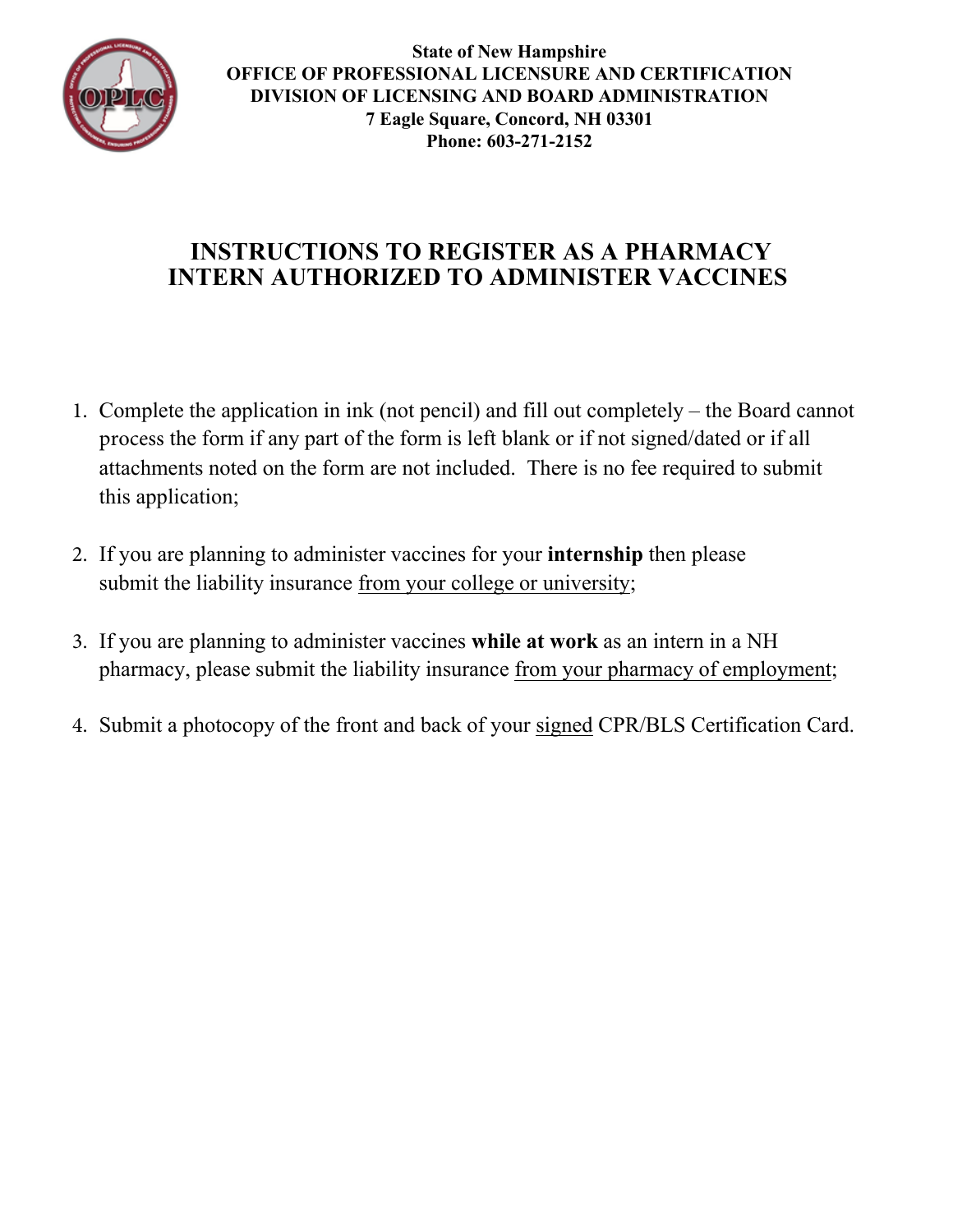**State of New Hampshire**
**OFFICE OF PROFESSIONAL LICENSURE AND CERTIFICATION**
**DIVISION OF LICENSING AND BOARD ADMINISTRATION**
**7 Eagle Square, Concord, NH 03301**
**Phone: 603-271-2152**

# INSTRUCTIONS TO REGISTER AS A PHARMACY INTERN AUTHORIZED TO ADMINISTER VACCINES

1. Complete the application in ink (not pencil) and fill out completely – the Board cannot process the form if any part of the form is left blank or if not signed/dated or if all attachments noted on the form are not included. There is no fee required to submit this application;

2. If you are planning to administer vaccines for your **internship** then please submit the liability insurance <u>from your college or university</u>;

3. If you are planning to administer vaccines **while at work** as an intern in a NH pharmacy, please submit the liability insurance <u>from your pharmacy of employment</u>;

4. Submit a photocopy of the front and back of your <u>signed</u> CPR/BLS Certification Card.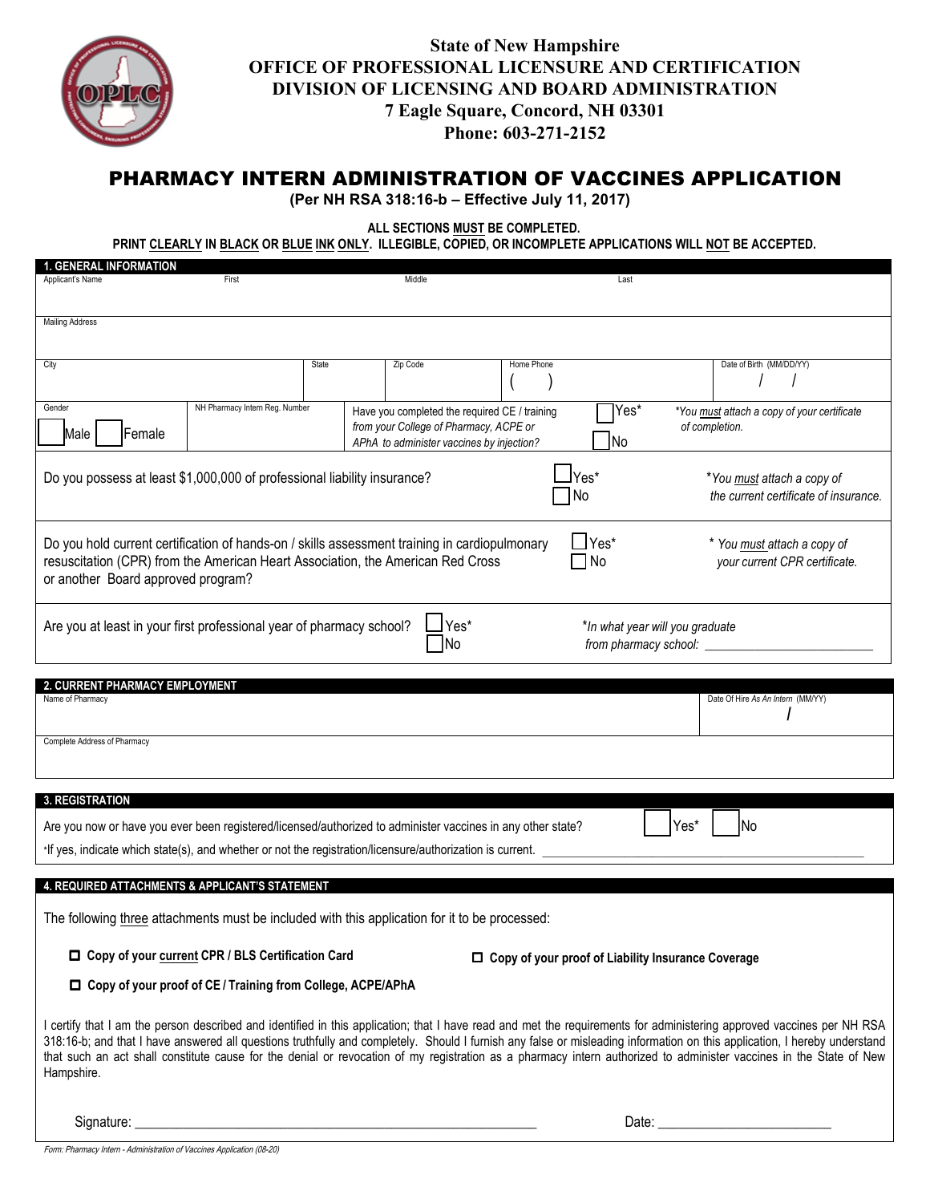State of New Hampshire
OFFICE OF PROFESSIONAL LICENSURE AND CERTIFICATION
DIVISION OF LICENSING AND BOARD ADMINISTRATION
7 Eagle Square, Concord, NH 03301
Phone: 603-271-2152

# PHARMACY INTERN ADMINISTRATION OF VACCINES APPLICATION

**(Per NH RSA 318:16-b – Effective July 11, 2017)**

**ALL SECTIONS MUST BE COMPLETED.**
**PRINT CLEARLY IN BLACK OR BLUE INK ONLY. ILLEGIBLE, COPIED, OR INCOMPLETE APPLICATIONS WILL NOT BE ACCEPTED.**

## 1. GENERAL INFORMATION

| Applicant's Name | First | Middle | Last |
|---|---|---|---|
| | | | |

Mailing Address

| City | State | Zip Code | Home Phone | Date of Birth (MM/DD/YY) |
|---|---|---|---|---|
| | | | ( ) | / / |

Gender: ☐ Male ☐ Female

NH Pharmacy Intern Reg. Number

Have you completed the required CE / training from your College of Pharmacy, ACPE or APhA to administer vaccines by injection? ☐ Yes* ☐ No

*You must attach a copy of your certificate of completion.*

Do you possess at least $1,000,000 of professional liability insurance? ☐ Yes* ☐ No

*You must attach a copy of the current certificate of insurance.*

Do you hold current certification of hands-on / skills assessment training in cardiopulmonary resuscitation (CPR) from the American Heart Association, the American Red Cross or another Board approved program? ☐ Yes* ☐ No

* *You must attach a copy of your current CPR certificate.*

Are you at least in your first professional year of pharmacy school? ☐ Yes* ☐ No

*In what year will you graduate from pharmacy school: ____________________*

## 2. CURRENT PHARMACY EMPLOYMENT

| Name of Pharmacy | Date Of Hire *As An Intern* (MM/YY) |
|---|---|
| | / |

Complete Address of Pharmacy

## 3. REGISTRATION

Are you now or have you ever been registered/licensed/authorized to administer vaccines in any other state? ☐ Yes* ☐ No

*If yes, indicate which state(s), and whether or not the registration/licensure/authorization is current. ____________________

## 4. REQUIRED ATTACHMENTS & APPLICANT'S STATEMENT

The following three attachments must be included with this application for it to be processed:

- ☐ **Copy of your current CPR / BLS Certification Card**
- ☐ **Copy of your proof of Liability Insurance Coverage**
- ☐ **Copy of your proof of CE / Training from College, ACPE/APhA**

I certify that I am the person described and identified in this application; that I have read and met the requirements for administering approved vaccines per NH RSA 318:16-b; and that I have answered all questions truthfully and completely. Should I furnish any false or misleading information on this application, I hereby understand that such an act shall constitute cause for the denial or revocation of my registration as a pharmacy intern authorized to administer vaccines in the State of New Hampshire.

Signature: ________________________________ Date: ____________________

*Form: Pharmacy Intern - Administration of Vaccines Application (08-20)*